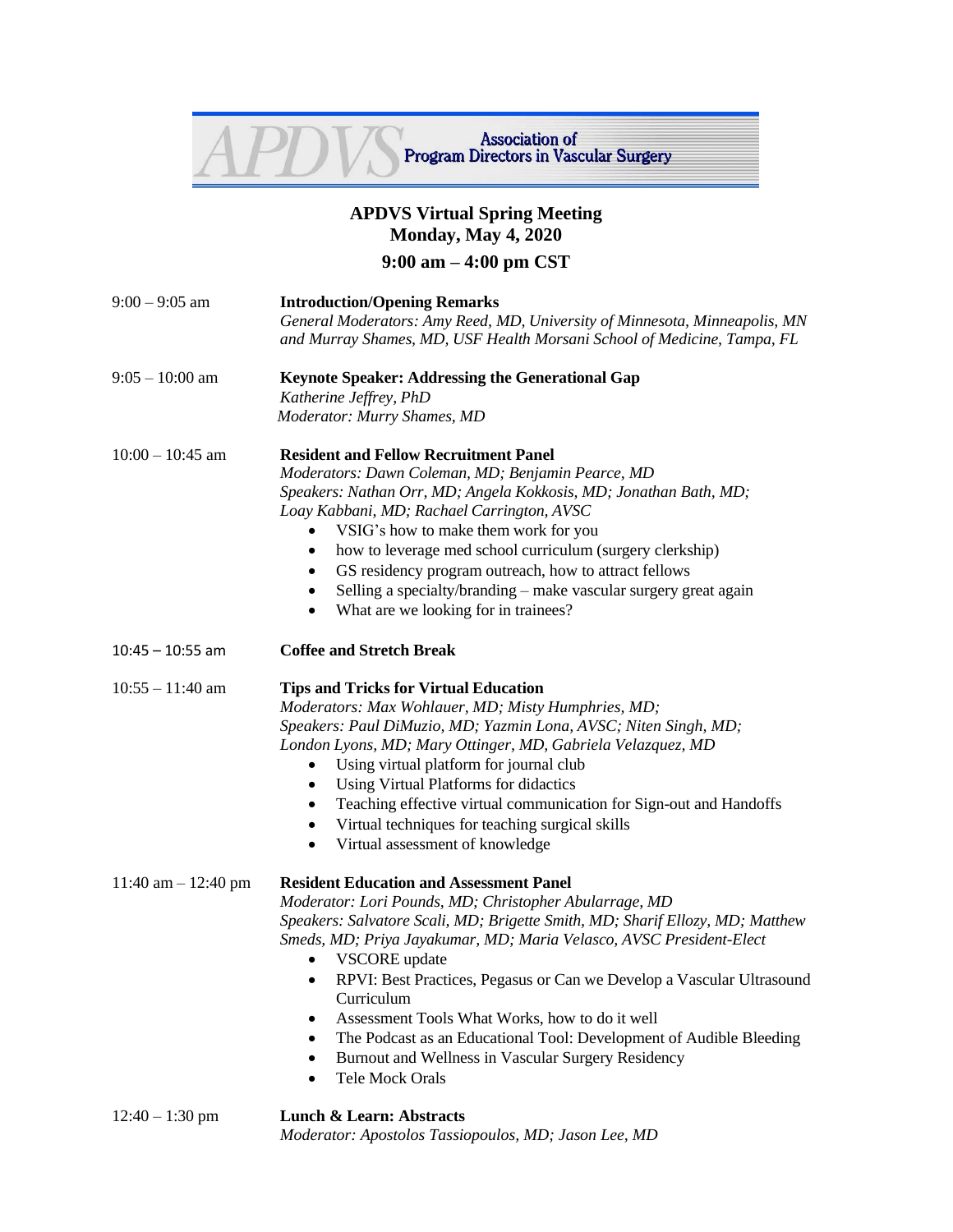APDVS Association of Program Directors in Vascular Surgery

# APDVS Virtual Spring Meeting
## Monday, May 4, 2020
## 9:00 am – 4:00 pm CST

**9:00 – 9:05 am** — **Introduction/Opening Remarks**
*General Moderators: Amy Reed, MD, University of Minnesota, Minneapolis, MN and Murray Shames, MD, USF Health Morsani School of Medicine, Tampa, FL*

**9:05 – 10:00 am** — **Keynote Speaker: Addressing the Generational Gap**
*Katherine Jeffrey, PhD*
*Moderator: Murry Shames, MD*

**10:00 – 10:45 am** — **Resident and Fellow Recruitment Panel**
*Moderators: Dawn Coleman, MD; Benjamin Pearce, MD*
*Speakers: Nathan Orr, MD; Angela Kokkosis, MD; Jonathan Bath, MD; Loay Kabbani, MD; Rachael Carrington, AVSC*

- VSIG's how to make them work for you
- how to leverage med school curriculum (surgery clerkship)
- GS residency program outreach, how to attract fellows
- Selling a specialty/branding – make vascular surgery great again
- What are we looking for in trainees?

**10:45 – 10:55 am** — **Coffee and Stretch Break**

**10:55 – 11:40 am** — **Tips and Tricks for Virtual Education**
*Moderators: Max Wohlauer, MD; Misty Humphries, MD;*
*Speakers: Paul DiMuzio, MD; Yazmin Lona, AVSC; Niten Singh, MD; London Lyons, MD; Mary Ottinger, MD, Gabriela Velazquez, MD*

- Using virtual platform for journal club
- Using Virtual Platforms for didactics
- Teaching effective virtual communication for Sign-out and Handoffs
- Virtual techniques for teaching surgical skills
- Virtual assessment of knowledge

**11:40 am – 12:40 pm** — **Resident Education and Assessment Panel**
*Moderator: Lori Pounds, MD; Christopher Abularrage, MD*
*Speakers: Salvatore Scali, MD; Brigette Smith, MD; Sharif Ellozy, MD; Matthew Smeds, MD; Priya Jayakumar, MD; Maria Velasco, AVSC President-Elect*

- VSCORE update
- RPVI: Best Practices, Pegasus or Can we Develop a Vascular Ultrasound Curriculum
- Assessment Tools What Works, how to do it well
- The Podcast as an Educational Tool: Development of Audible Bleeding
- Burnout and Wellness in Vascular Surgery Residency
- Tele Mock Orals

**12:40 – 1:30 pm** — **Lunch & Learn: Abstracts**
*Moderator: Apostolos Tassiopoulos, MD; Jason Lee, MD*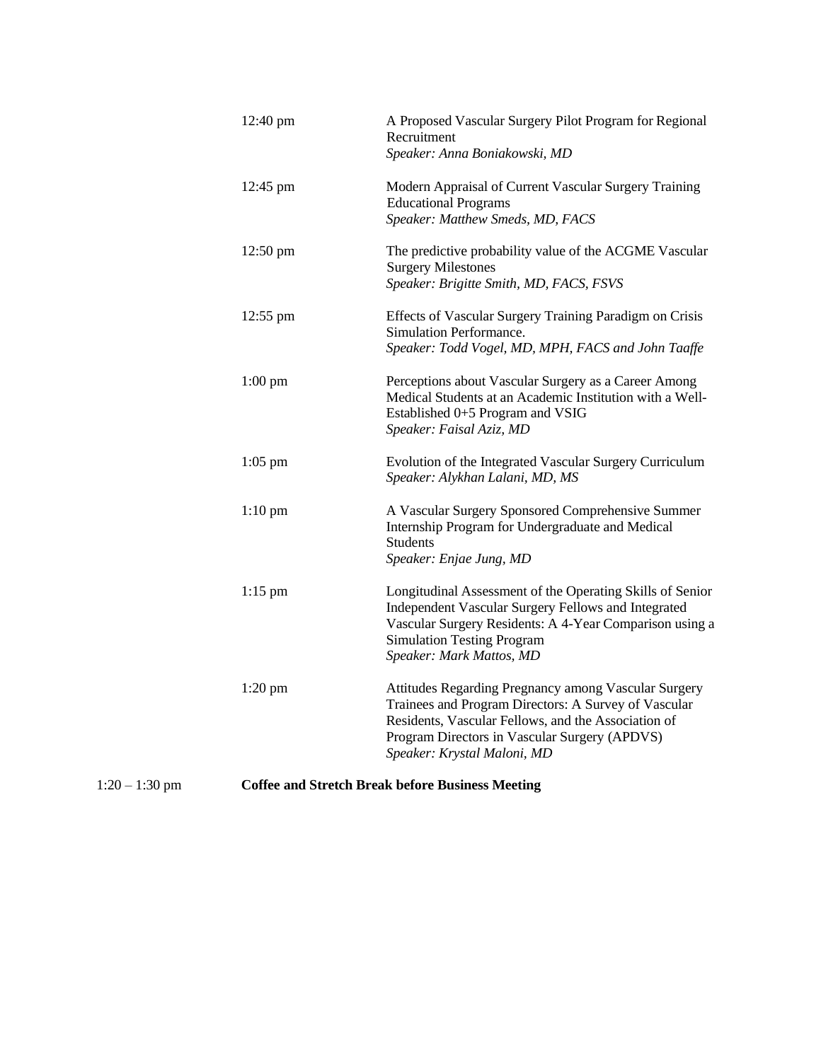12:40 pm A Proposed Vascular Surgery Pilot Program for Regional Recruitment
*Speaker: Anna Boniakowski, MD*

12:45 pm Modern Appraisal of Current Vascular Surgery Training Educational Programs
*Speaker: Matthew Smeds, MD, FACS*

12:50 pm The predictive probability value of the ACGME Vascular Surgery Milestones
*Speaker: Brigitte Smith, MD, FACS, FSVS*

12:55 pm Effects of Vascular Surgery Training Paradigm on Crisis Simulation Performance.
*Speaker: Todd Vogel, MD, MPH, FACS and John Taaffe*

1:00 pm Perceptions about Vascular Surgery as a Career Among Medical Students at an Academic Institution with a Well-Established 0+5 Program and VSIG
*Speaker: Faisal Aziz, MD*

1:05 pm Evolution of the Integrated Vascular Surgery Curriculum
*Speaker: Alykhan Lalani, MD, MS*

1:10 pm A Vascular Surgery Sponsored Comprehensive Summer Internship Program for Undergraduate and Medical Students
*Speaker: Enjae Jung, MD*

1:15 pm Longitudinal Assessment of the Operating Skills of Senior Independent Vascular Surgery Fellows and Integrated Vascular Surgery Residents: A 4-Year Comparison using a Simulation Testing Program
*Speaker: Mark Mattos, MD*

1:20 pm Attitudes Regarding Pregnancy among Vascular Surgery Trainees and Program Directors: A Survey of Vascular Residents, Vascular Fellows, and the Association of Program Directors in Vascular Surgery (APDVS)
*Speaker: Krystal Maloni, MD*

1:20 – 1:30 pm **Coffee and Stretch Break before Business Meeting**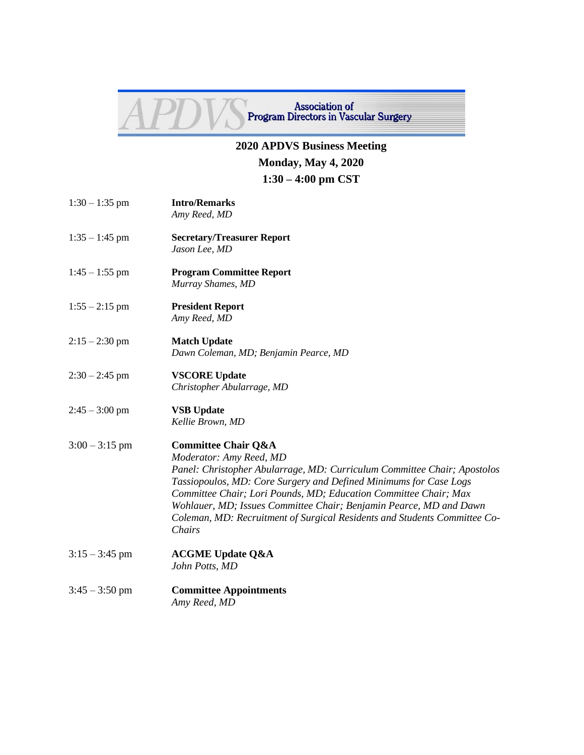**Association of Program Directors in Vascular Surgery**

## 2020 APDVS Business Meeting

**Monday, May 4, 2020**

**1:30 – 4:00 pm CST**

1:30 – 1:35 pm **Intro/Remarks**
*Amy Reed, MD*

1:35 – 1:45 pm **Secretary/Treasurer Report**
*Jason Lee, MD*

1:45 – 1:55 pm **Program Committee Report**
*Murray Shames, MD*

1:55 – 2:15 pm **President Report**
*Amy Reed, MD*

2:15 – 2:30 pm **Match Update**
*Dawn Coleman, MD; Benjamin Pearce, MD*

2:30 – 2:45 pm **VSCORE Update**
*Christopher Abularrage, MD*

2:45 – 3:00 pm **VSB Update**
*Kellie Brown, MD*

3:00 – 3:15 pm **Committee Chair Q&A**
*Moderator: Amy Reed, MD*
*Panel: Christopher Abularrage, MD: Curriculum Committee Chair; Apostolos Tassiopoulos, MD: Core Surgery and Defined Minimums for Case Logs Committee Chair; Lori Pounds, MD; Education Committee Chair; Max Wohlauer, MD; Issues Committee Chair; Benjamin Pearce, MD and Dawn Coleman, MD: Recruitment of Surgical Residents and Students Committee Co-Chairs*

3:15 – 3:45 pm **ACGME Update Q&A**
*John Potts, MD*

3:45 – 3:50 pm **Committee Appointments**
*Amy Reed, MD*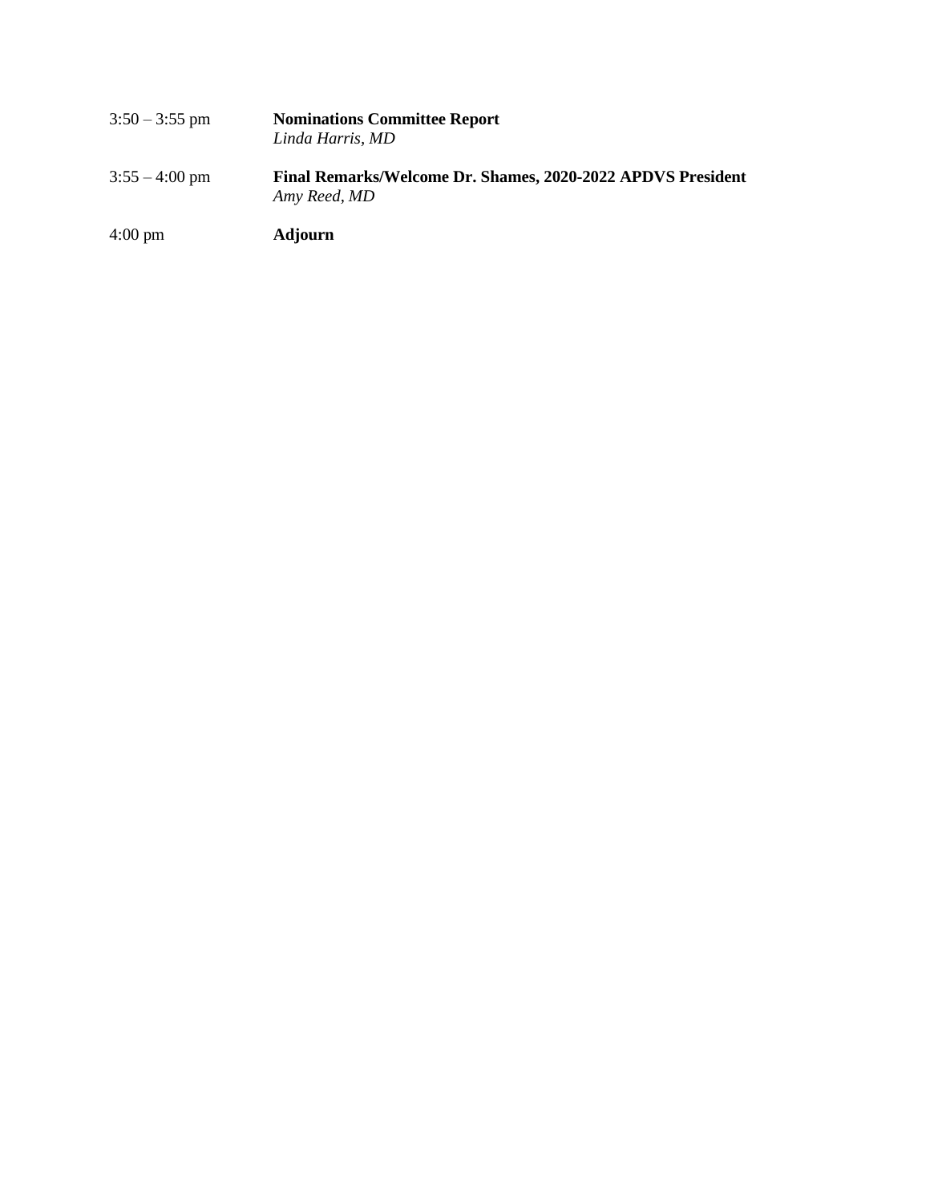3:50 – 3:55 pm **Nominations Committee Report**
*Linda Harris, MD*

3:55 – 4:00 pm **Final Remarks/Welcome Dr. Shames, 2020-2022 APDVS President**
*Amy Reed, MD*

4:00 pm **Adjourn**